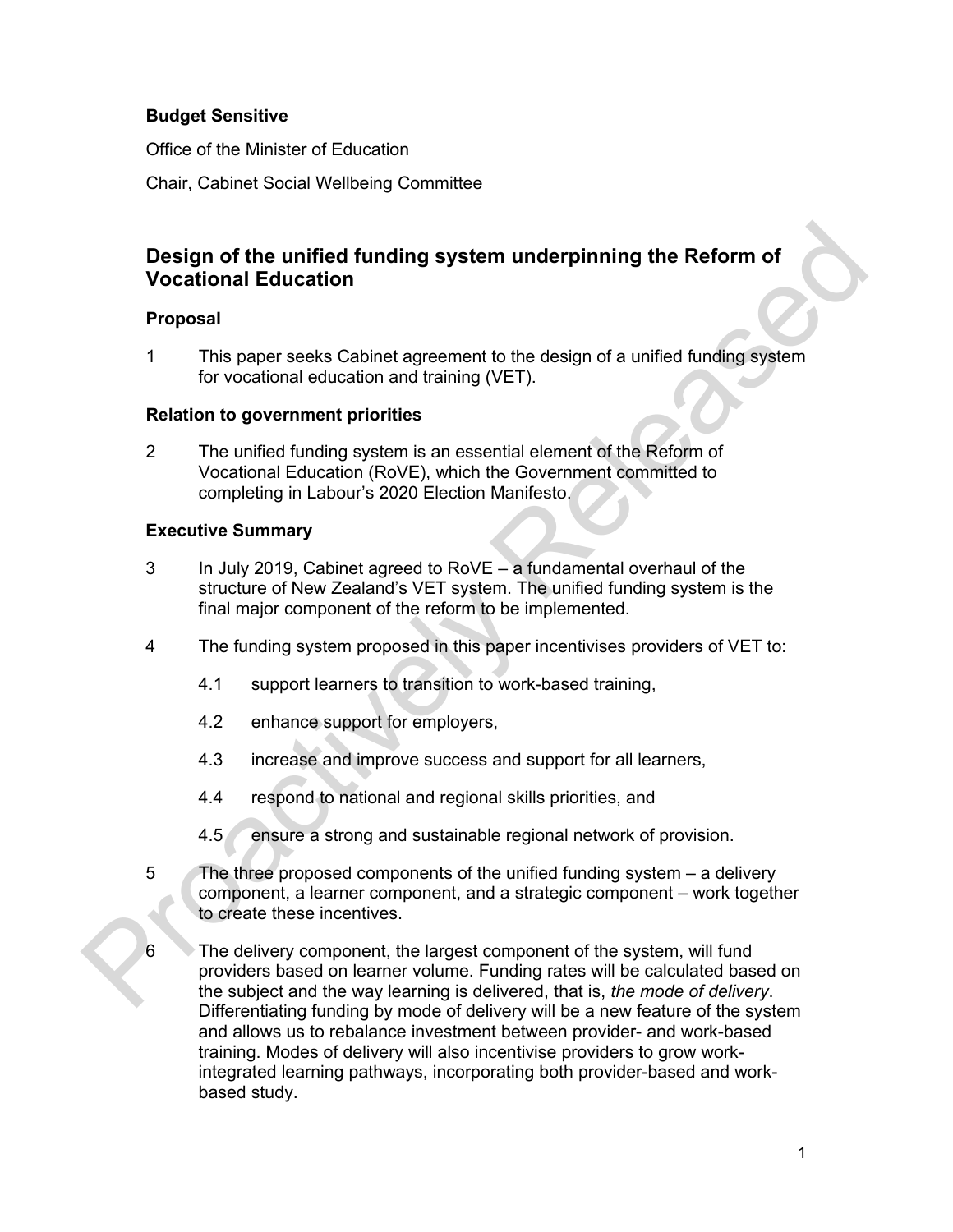**Budget Sensitive**

Office of the Minister of Education

Chair, Cabinet Social Wellbeing Committee

# Design of the unified funding system underpinning the Reform of Vocational Education

## Proposal

1 This paper seeks Cabinet agreement to the design of a unified funding system for vocational education and training (VET).

## Relation to government priorities

2 The unified funding system is an essential element of the Reform of Vocational Education (RoVE), which the Government committed to completing in Labour's 2020 Election Manifesto.

## Executive Summary

3 In July 2019, Cabinet agreed to RoVE – a fundamental overhaul of the structure of New Zealand's VET system. The unified funding system is the final major component of the reform to be implemented.

4 The funding system proposed in this paper incentivises providers of VET to:

 4.1 support learners to transition to work-based training,

 4.2 enhance support for employers,

 4.3 increase and improve success and support for all learners,

 4.4 respond to national and regional skills priorities, and

 4.5 ensure a strong and sustainable regional network of provision.

5 The three proposed components of the unified funding system – a delivery component, a learner component, and a strategic component – work together to create these incentives.

6 The delivery component, the largest component of the system, will fund providers based on learner volume. Funding rates will be calculated based on the subject and the way learning is delivered, that is, *the mode of delivery*. Differentiating funding by mode of delivery will be a new feature of the system and allows us to rebalance investment between provider- and work-based training. Modes of delivery will also incentivise providers to grow work-integrated learning pathways, incorporating both provider-based and work-based study.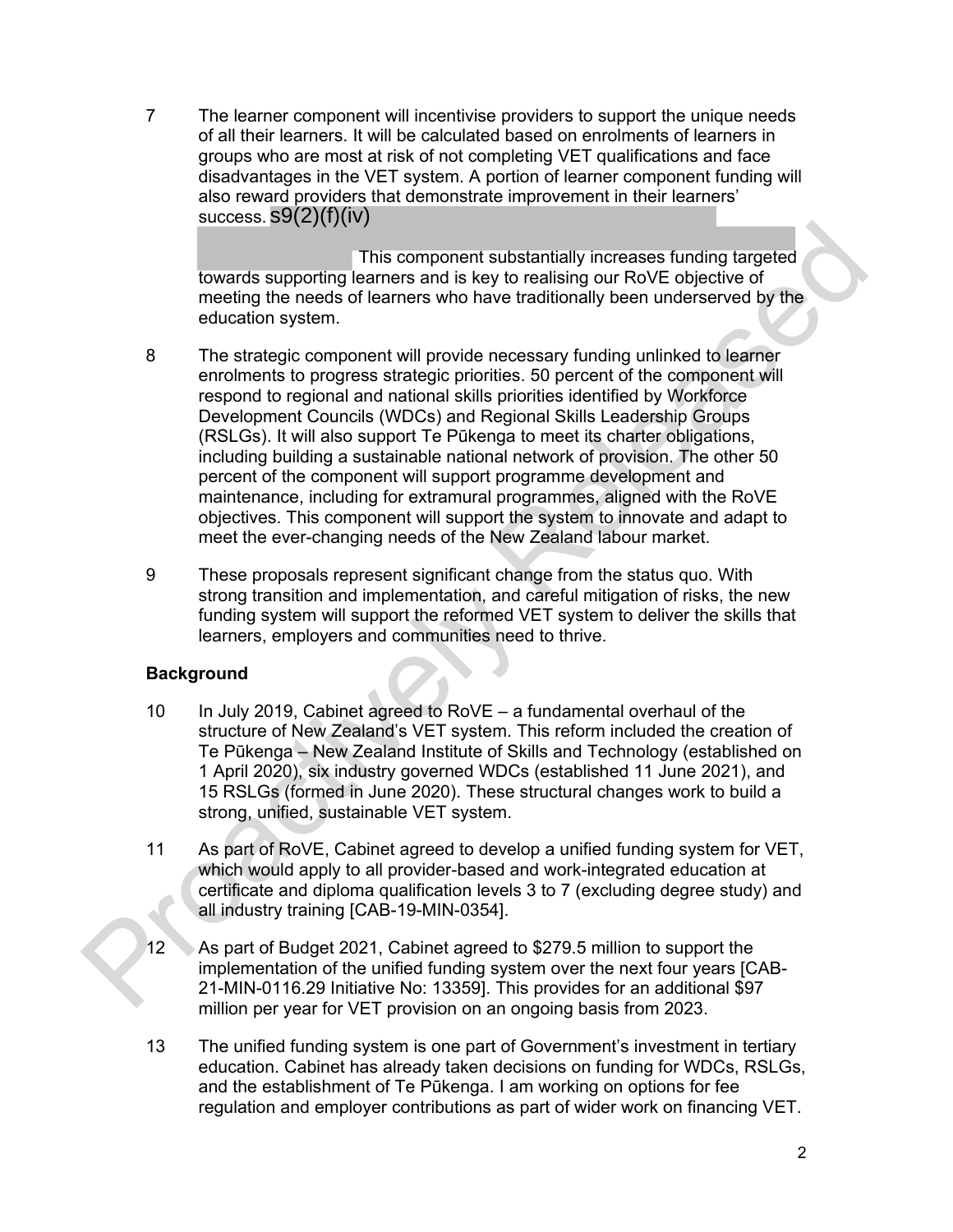7 The learner component will incentivise providers to support the unique needs of all their learners. It will be calculated based on enrolments of learners in groups who are most at risk of not completing VET qualifications and face disadvantages in the VET system. A portion of learner component funding will also reward providers that demonstrate improvement in their learners' success. s9(2)(f)(iv) This component substantially increases funding targeted towards supporting learners and is key to realising our RoVE objective of meeting the needs of learners who have traditionally been underserved by the education system.

8 The strategic component will provide necessary funding unlinked to learner enrolments to progress strategic priorities. 50 percent of the component will respond to regional and national skills priorities identified by Workforce Development Councils (WDCs) and Regional Skills Leadership Groups (RSLGs). It will also support Te Pūkenga to meet its charter obligations, including building a sustainable national network of provision. The other 50 percent of the component will support programme development and maintenance, including for extramural programmes, aligned with the RoVE objectives. This component will support the system to innovate and adapt to meet the ever-changing needs of the New Zealand labour market.

9 These proposals represent significant change from the status quo. With strong transition and implementation, and careful mitigation of risks, the new funding system will support the reformed VET system to deliver the skills that learners, employers and communities need to thrive.

## Background

10 In July 2019, Cabinet agreed to RoVE – a fundamental overhaul of the structure of New Zealand's VET system. This reform included the creation of Te Pūkenga – New Zealand Institute of Skills and Technology (established on 1 April 2020), six industry governed WDCs (established 11 June 2021), and 15 RSLGs (formed in June 2020). These structural changes work to build a strong, unified, sustainable VET system.

11 As part of RoVE, Cabinet agreed to develop a unified funding system for VET, which would apply to all provider-based and work-integrated education at certificate and diploma qualification levels 3 to 7 (excluding degree study) and all industry training [CAB-19-MIN-0354].

12 As part of Budget 2021, Cabinet agreed to $279.5 million to support the implementation of the unified funding system over the next four years [CAB-21-MIN-0116.29 Initiative No: 13359]. This provides for an additional $97 million per year for VET provision on an ongoing basis from 2023.

13 The unified funding system is one part of Government's investment in tertiary education. Cabinet has already taken decisions on funding for WDCs, RSLGs, and the establishment of Te Pūkenga. I am working on options for fee regulation and employer contributions as part of wider work on financing VET.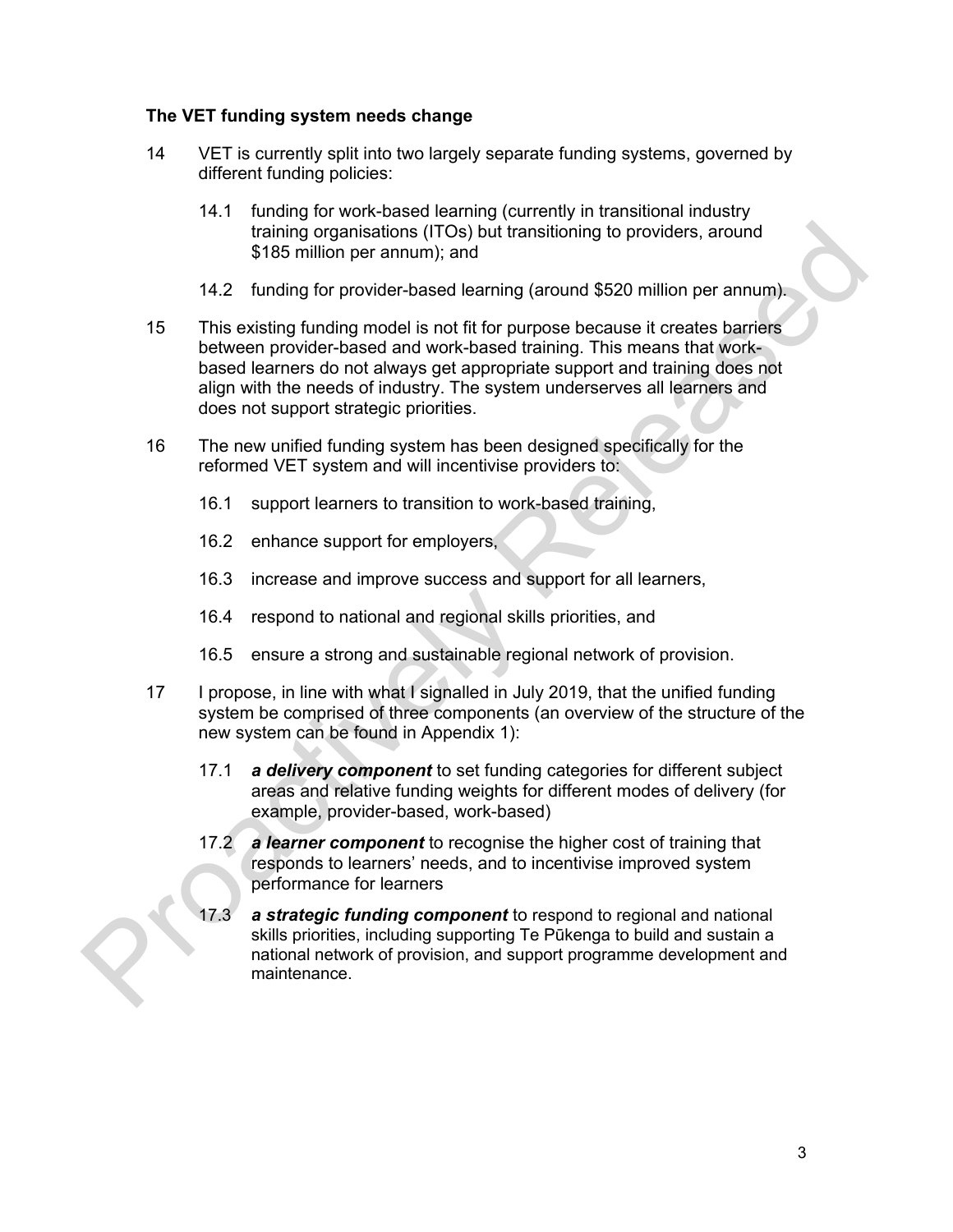**The VET funding system needs change**

14 VET is currently split into two largely separate funding systems, governed by different funding policies:

14.1 funding for work-based learning (currently in transitional industry training organisations (ITOs) but transitioning to providers, around $185 million per annum); and

14.2 funding for provider-based learning (around $520 million per annum).

15 This existing funding model is not fit for purpose because it creates barriers between provider-based and work-based training. This means that work-based learners do not always get appropriate support and training does not align with the needs of industry. The system underserves all learners and does not support strategic priorities.

16 The new unified funding system has been designed specifically for the reformed VET system and will incentivise providers to:

16.1 support learners to transition to work-based training,

16.2 enhance support for employers,

16.3 increase and improve success and support for all learners,

16.4 respond to national and regional skills priorities, and

16.5 ensure a strong and sustainable regional network of provision.

17 I propose, in line with what I signalled in July 2019, that the unified funding system be comprised of three components (an overview of the structure of the new system can be found in Appendix 1):

17.1 ***a delivery component*** to set funding categories for different subject areas and relative funding weights for different modes of delivery (for example, provider-based, work-based)

17.2 ***a learner component*** to recognise the higher cost of training that responds to learners' needs, and to incentivise improved system performance for learners

17.3 ***a strategic funding component*** to respond to regional and national skills priorities, including supporting Te Pūkenga to build and sustain a national network of provision, and support programme development and maintenance.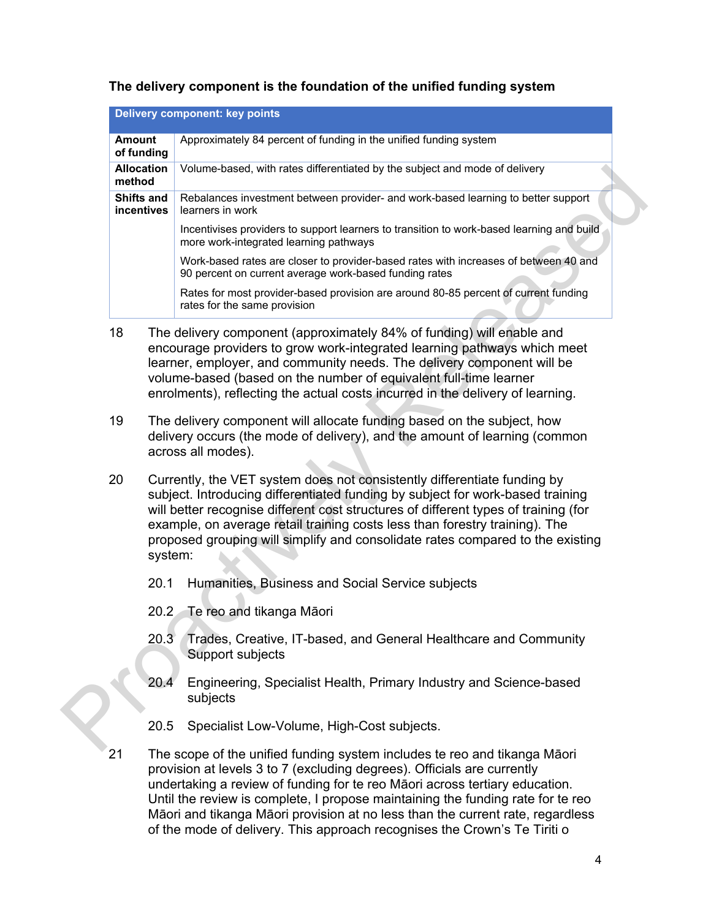### The delivery component is the foundation of the unified funding system

| Delivery component: key points | |
|---|---|
| **Amount of funding** | Approximately 84 percent of funding in the unified funding system |
| **Allocation method** | Volume-based, with rates differentiated by the subject and mode of delivery |
| **Shifts and incentives** | Rebalances investment between provider- and work-based learning to better support learners in work |
| | Incentivises providers to support learners to transition to work-based learning and build more work-integrated learning pathways |
| | Work-based rates are closer to provider-based rates with increases of between 40 and 90 percent on current average work-based funding rates |
| | Rates for most provider-based provision are around 80-85 percent of current funding rates for the same provision |

18 The delivery component (approximately 84% of funding) will enable and encourage providers to grow work-integrated learning pathways which meet learner, employer, and community needs. The delivery component will be volume-based (based on the number of equivalent full-time learner enrolments), reflecting the actual costs incurred in the delivery of learning.

19 The delivery component will allocate funding based on the subject, how delivery occurs (the mode of delivery), and the amount of learning (common across all modes).

20 Currently, the VET system does not consistently differentiate funding by subject. Introducing differentiated funding by subject for work-based training will better recognise different cost structures of different types of training (for example, on average retail training costs less than forestry training). The proposed grouping will simplify and consolidate rates compared to the existing system:

20.1 Humanities, Business and Social Service subjects

20.2 Te reo and tikanga Māori

20.3 Trades, Creative, IT-based, and General Healthcare and Community Support subjects

20.4 Engineering, Specialist Health, Primary Industry and Science-based subjects

20.5 Specialist Low-Volume, High-Cost subjects.

21 The scope of the unified funding system includes te reo and tikanga Māori provision at levels 3 to 7 (excluding degrees). Officials are currently undertaking a review of funding for te reo Māori across tertiary education. Until the review is complete, I propose maintaining the funding rate for te reo Māori and tikanga Māori provision at no less than the current rate, regardless of the mode of delivery. This approach recognises the Crown's Te Tiriti o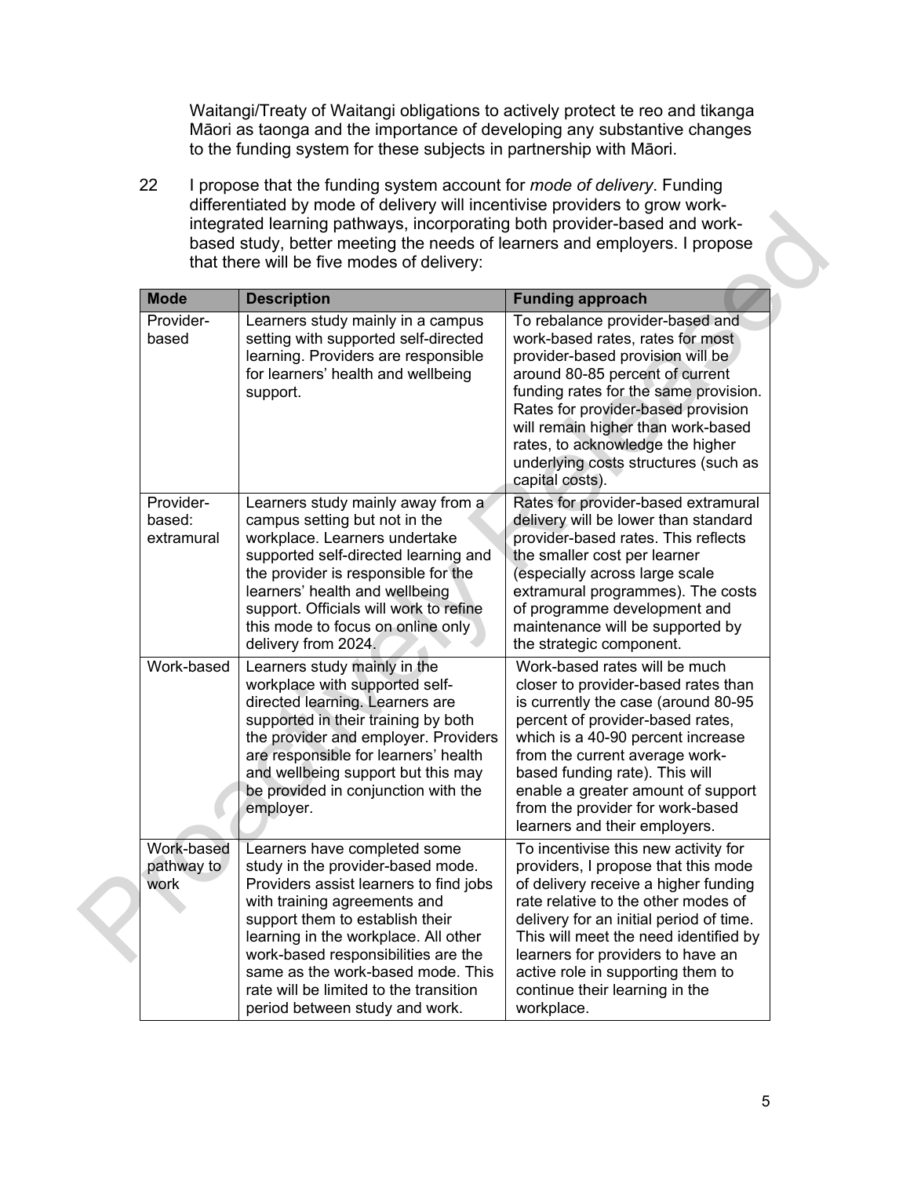Waitangi/Treaty of Waitangi obligations to actively protect te reo and tikanga Māori as taonga and the importance of developing any substantive changes to the funding system for these subjects in partnership with Māori.

22 I propose that the funding system account for *mode of delivery*. Funding differentiated by mode of delivery will incentivise providers to grow work-integrated learning pathways, incorporating both provider-based and work-based study, better meeting the needs of learners and employers. I propose that there will be five modes of delivery:

| Mode | Description | Funding approach |
|---|---|---|
| Provider-based | Learners study mainly in a campus setting with supported self-directed learning. Providers are responsible for learners' health and wellbeing support. | To rebalance provider-based and work-based rates, rates for most provider-based provision will be around 80-85 percent of current funding rates for the same provision. Rates for provider-based provision will remain higher than work-based rates, to acknowledge the higher underlying costs structures (such as capital costs). |
| Provider-based: extramural | Learners study mainly away from a campus setting but not in the workplace. Learners undertake supported self-directed learning and the provider is responsible for the learners' health and wellbeing support. Officials will work to refine this mode to focus on online only delivery from 2024. | Rates for provider-based extramural delivery will be lower than standard provider-based rates. This reflects the smaller cost per learner (especially across large scale extramural programmes). The costs of programme development and maintenance will be supported by the strategic component. |
| Work-based | Learners study mainly in the workplace with supported self-directed learning. Learners are supported in their training by both the provider and employer. Providers are responsible for learners' health and wellbeing support but this may be provided in conjunction with the employer. | Work-based rates will be much closer to provider-based rates than is currently the case (around 80-95 percent of provider-based rates, which is a 40-90 percent increase from the current average work-based funding rate). This will enable a greater amount of support from the provider for work-based learners and their employers. |
| Work-based pathway to work | Learners have completed some study in the provider-based mode. Providers assist learners to find jobs with training agreements and support them to establish their learning in the workplace. All other work-based responsibilities are the same as the work-based mode. This rate will be limited to the transition period between study and work. | To incentivise this new activity for providers, I propose that this mode of delivery receive a higher funding rate relative to the other modes of delivery for an initial period of time. This will meet the need identified by learners for providers to have an active role in supporting them to continue their learning in the workplace. |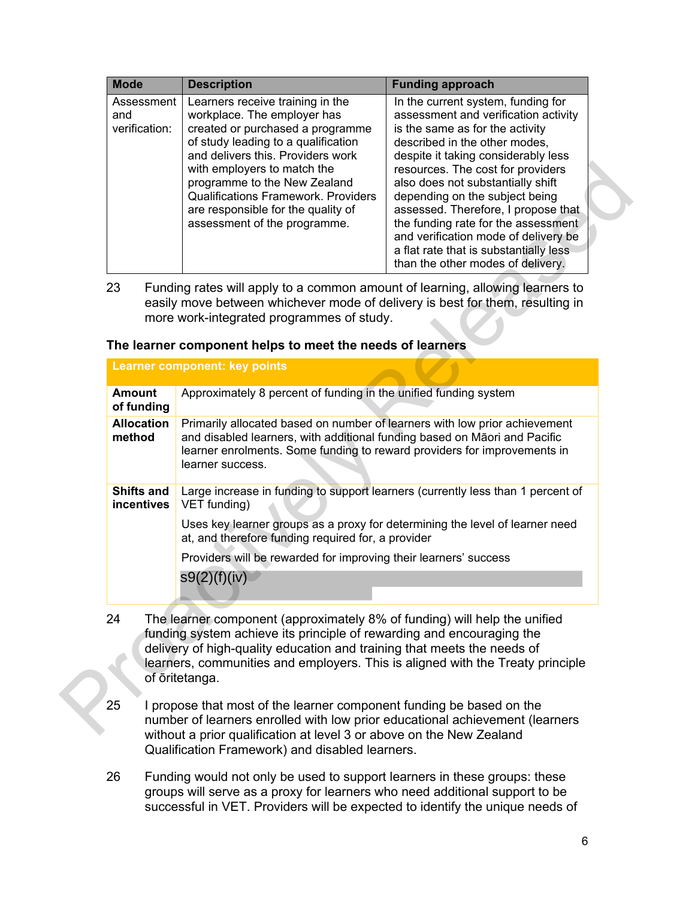| Mode | Description | Funding approach |
|---|---|---|
| Assessment and verification: | Learners receive training in the workplace. The employer has created or purchased a programme of study leading to a qualification and delivers this. Providers work with employers to match the programme to the New Zealand Qualifications Framework. Providers are responsible for the quality of assessment of the programme. | In the current system, funding for assessment and verification activity is the same as for the activity described in the other modes, despite it taking considerably less resources. The cost for providers also does not substantially shift depending on the subject being assessed. Therefore, I propose that the funding rate for the assessment and verification mode of delivery be a flat rate that is substantially less than the other modes of delivery. |

23 Funding rates will apply to a common amount of learning, allowing learners to easily move between whichever mode of delivery is best for them, resulting in more work-integrated programmes of study.

### The learner component helps to meet the needs of learners

| Learner component: key points | |
|---|---|
| **Amount of funding** | Approximately 8 percent of funding in the unified funding system |
| **Allocation method** | Primarily allocated based on number of learners with low prior achievement and disabled learners, with additional funding based on Māori and Pacific learner enrolments. Some funding to reward providers for improvements in learner success. |
| **Shifts and incentives** | Large increase in funding to support learners (currently less than 1 percent of VET funding)<br><br>Uses key learner groups as a proxy for determining the level of learner need at, and therefore funding required for, a provider<br><br>Providers will be rewarded for improving their learners' success<br><br>s9(2)(f)(iv) |

24 The learner component (approximately 8% of funding) will help the unified funding system achieve its principle of rewarding and encouraging the delivery of high-quality education and training that meets the needs of learners, communities and employers. This is aligned with the Treaty principle of ōritetanga.

25 I propose that most of the learner component funding be based on the number of learners enrolled with low prior educational achievement (learners without a prior qualification at level 3 or above on the New Zealand Qualification Framework) and disabled learners.

26 Funding would not only be used to support learners in these groups: these groups will serve as a proxy for learners who need additional support to be successful in VET. Providers will be expected to identify the unique needs of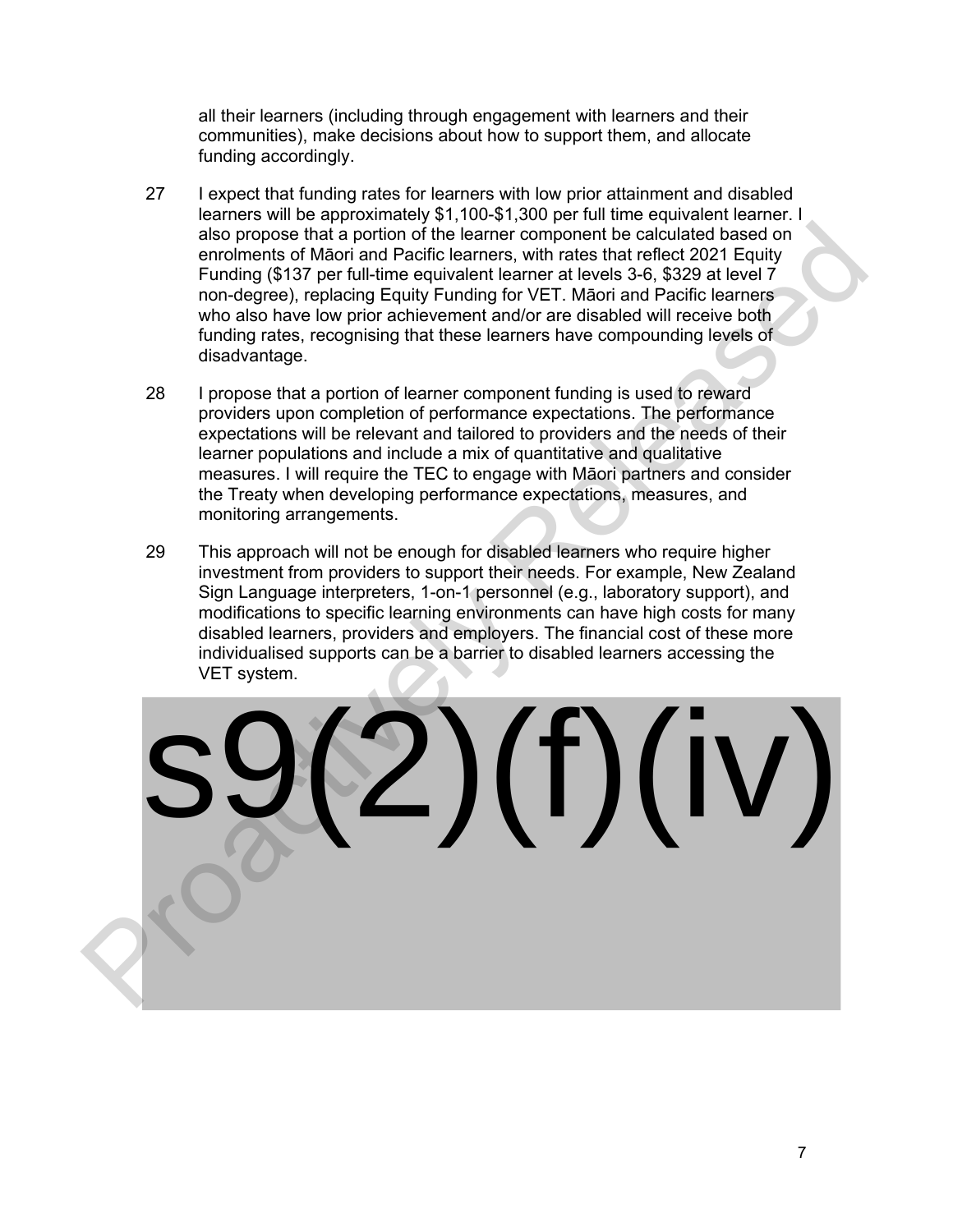all their learners (including through engagement with learners and their communities), make decisions about how to support them, and allocate funding accordingly.

27 I expect that funding rates for learners with low prior attainment and disabled learners will be approximately $1,100-$1,300 per full time equivalent learner. I also propose that a portion of the learner component be calculated based on enrolments of Māori and Pacific learners, with rates that reflect 2021 Equity Funding ($137 per full-time equivalent learner at levels 3-6, $329 at level 7 non-degree), replacing Equity Funding for VET. Māori and Pacific learners who also have low prior achievement and/or are disabled will receive both funding rates, recognising that these learners have compounding levels of disadvantage.

28 I propose that a portion of learner component funding is used to reward providers upon completion of performance expectations. The performance expectations will be relevant and tailored to providers and the needs of their learner populations and include a mix of quantitative and qualitative measures. I will require the TEC to engage with Māori partners and consider the Treaty when developing performance expectations, measures, and monitoring arrangements.

29 This approach will not be enough for disabled learners who require higher investment from providers to support their needs. For example, New Zealand Sign Language interpreters, 1-on-1 personnel (e.g., laboratory support), and modifications to specific learning environments can have high costs for many disabled learners, providers and employers. The financial cost of these more individualised supports can be a barrier to disabled learners accessing the VET system.

s9(2)(f)(iv)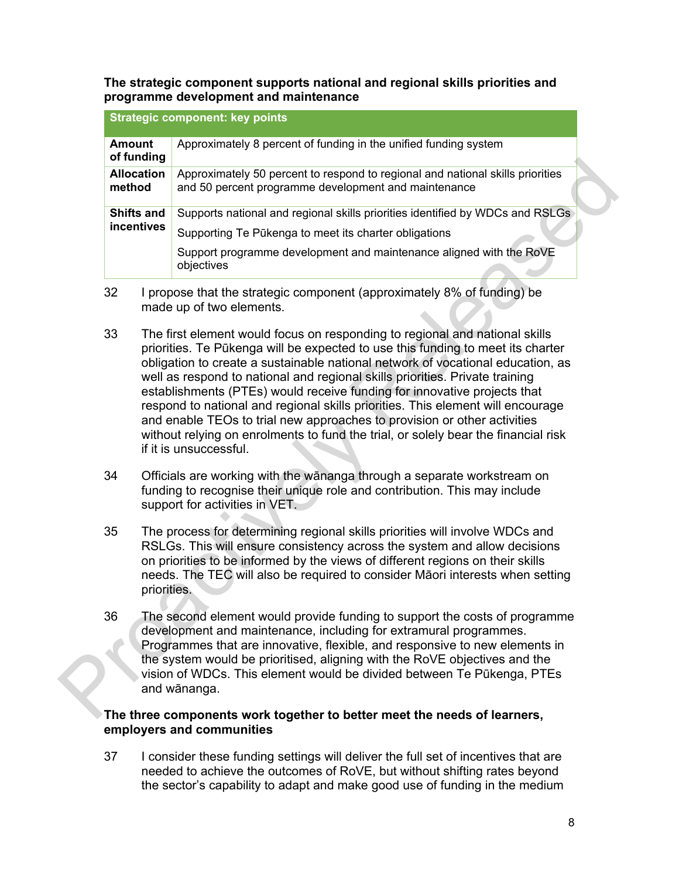**The strategic component supports national and regional skills priorities and programme development and maintenance**

| Strategic component: key points | |
|---|---|
| **Amount of funding** | Approximately 8 percent of funding in the unified funding system |
| **Allocation method** | Approximately 50 percent to respond to regional and national skills priorities and 50 percent programme development and maintenance |
| **Shifts and incentives** | Supports national and regional skills priorities identified by WDCs and RSLGs<br>Supporting Te Pūkenga to meet its charter obligations<br>Support programme development and maintenance aligned with the RoVE objectives |

32 I propose that the strategic component (approximately 8% of funding) be made up of two elements.

33 The first element would focus on responding to regional and national skills priorities. Te Pūkenga will be expected to use this funding to meet its charter obligation to create a sustainable national network of vocational education, as well as respond to national and regional skills priorities. Private training establishments (PTEs) would receive funding for innovative projects that respond to national and regional skills priorities. This element will encourage and enable TEOs to trial new approaches to provision or other activities without relying on enrolments to fund the trial, or solely bear the financial risk if it is unsuccessful.

34 Officials are working with the wānanga through a separate workstream on funding to recognise their unique role and contribution. This may include support for activities in VET.

35 The process for determining regional skills priorities will involve WDCs and RSLGs. This will ensure consistency across the system and allow decisions on priorities to be informed by the views of different regions on their skills needs. The TEC will also be required to consider Māori interests when setting priorities.

36 The second element would provide funding to support the costs of programme development and maintenance, including for extramural programmes. Programmes that are innovative, flexible, and responsive to new elements in the system would be prioritised, aligning with the RoVE objectives and the vision of WDCs. This element would be divided between Te Pūkenga, PTEs and wānanga.

**The three components work together to better meet the needs of learners, employers and communities**

37 I consider these funding settings will deliver the full set of incentives that are needed to achieve the outcomes of RoVE, but without shifting rates beyond the sector's capability to adapt and make good use of funding in the medium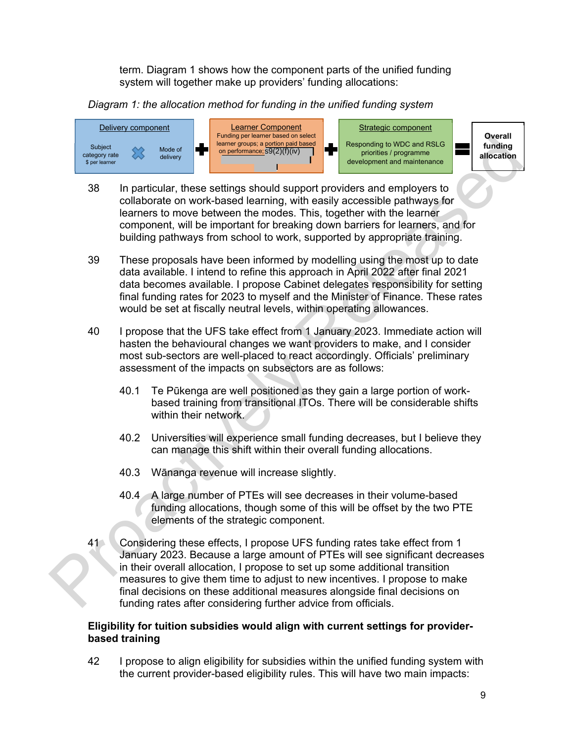term. Diagram 1 shows how the component parts of the unified funding system will together make up providers' funding allocations:

*Diagram 1: the allocation method for funding in the unified funding system*

| Delivery component | | Learner Component | | Strategic component | | |
|---|---|---|---|---|---|---|
| Subject category rate $ per learner ✖ Mode of delivery | + | Funding per learner based on select learner groups; a portion paid based on performance; s9(2)(f)(iv) | + | Responding to WDC and RSLG priorities / programme development and maintenance | = | **Overall funding allocation** |

38 In particular, these settings should support providers and employers to collaborate on work-based learning, with easily accessible pathways for learners to move between the modes. This, together with the learner component, will be important for breaking down barriers for learners, and for building pathways from school to work, supported by appropriate training.

39 These proposals have been informed by modelling using the most up to date data available. I intend to refine this approach in April 2022 after final 2021 data becomes available. I propose Cabinet delegates responsibility for setting final funding rates for 2023 to myself and the Minister of Finance. These rates would be set at fiscally neutral levels, within operating allowances.

40 I propose that the UFS take effect from 1 January 2023. Immediate action will hasten the behavioural changes we want providers to make, and I consider most sub-sectors are well-placed to react accordingly. Officials' preliminary assessment of the impacts on subsectors are as follows:

40.1 Te Pūkenga are well positioned as they gain a large portion of work-based training from transitional ITOs. There will be considerable shifts within their network.

40.2 Universities will experience small funding decreases, but I believe they can manage this shift within their overall funding allocations.

40.3 Wānanga revenue will increase slightly.

40.4 A large number of PTEs will see decreases in their volume-based funding allocations, though some of this will be offset by the two PTE elements of the strategic component.

41 Considering these effects, I propose UFS funding rates take effect from 1 January 2023. Because a large amount of PTEs will see significant decreases in their overall allocation, I propose to set up some additional transition measures to give them time to adjust to new incentives. I propose to make final decisions on these additional measures alongside final decisions on funding rates after considering further advice from officials.

**Eligibility for tuition subsidies would align with current settings for provider-based training**

42 I propose to align eligibility for subsidies within the unified funding system with the current provider-based eligibility rules. This will have two main impacts: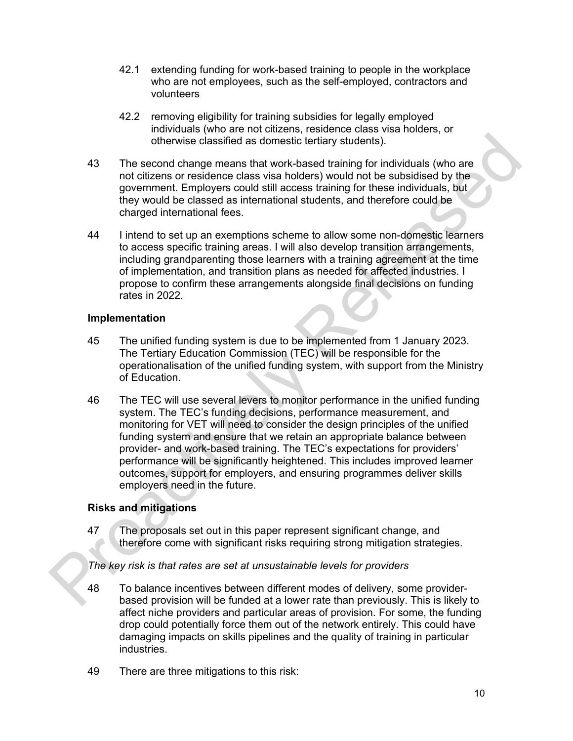42.1 extending funding for work-based training to people in the workplace who are not employees, such as the self-employed, contractors and volunteers

42.2 removing eligibility for training subsidies for legally employed individuals (who are not citizens, residence class visa holders, or otherwise classified as domestic tertiary students).

43 The second change means that work-based training for individuals (who are not citizens or residence class visa holders) would not be subsidised by the government. Employers could still access training for these individuals, but they would be classed as international students, and therefore could be charged international fees.

44 I intend to set up an exemptions scheme to allow some non-domestic learners to access specific training areas. I will also develop transition arrangements, including grandparenting those learners with a training agreement at the time of implementation, and transition plans as needed for affected industries. I propose to confirm these arrangements alongside final decisions on funding rates in 2022.

**Implementation**

45 The unified funding system is due to be implemented from 1 January 2023. The Tertiary Education Commission (TEC) will be responsible for the operationalisation of the unified funding system, with support from the Ministry of Education.

46 The TEC will use several levers to monitor performance in the unified funding system. The TEC's funding decisions, performance measurement, and monitoring for VET will need to consider the design principles of the unified funding system and ensure that we retain an appropriate balance between provider- and work-based training. The TEC's expectations for providers' performance will be significantly heightened. This includes improved learner outcomes, support for employers, and ensuring programmes deliver skills employers need in the future.

**Risks and mitigations**

47 The proposals set out in this paper represent significant change, and therefore come with significant risks requiring strong mitigation strategies.

*The key risk is that rates are set at unsustainable levels for providers*

48 To balance incentives between different modes of delivery, some provider-based provision will be funded at a lower rate than previously. This is likely to affect niche providers and particular areas of provision. For some, the funding drop could potentially force them out of the network entirely. This could have damaging impacts on skills pipelines and the quality of training in particular industries.

49 There are three mitigations to this risk: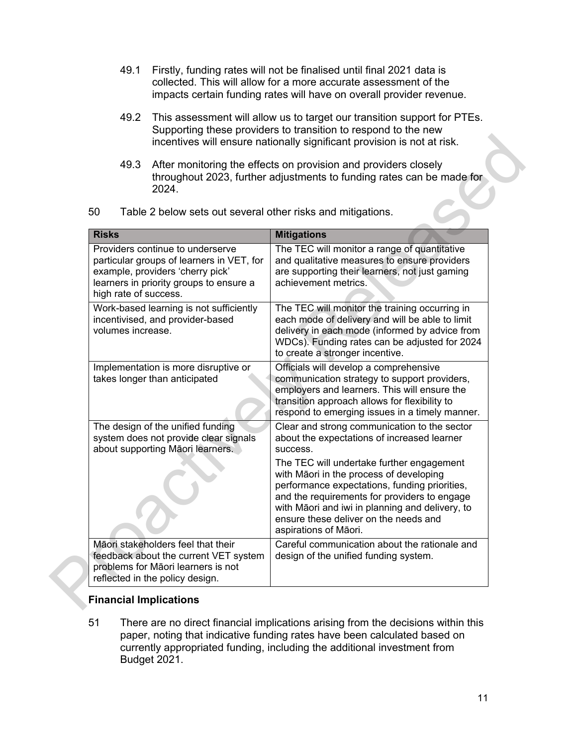49.1 Firstly, funding rates will not be finalised until final 2021 data is collected. This will allow for a more accurate assessment of the impacts certain funding rates will have on overall provider revenue.

49.2 This assessment will allow us to target our transition support for PTEs. Supporting these providers to transition to respond to the new incentives will ensure nationally significant provision is not at risk.

49.3 After monitoring the effects on provision and providers closely throughout 2023, further adjustments to funding rates can be made for 2024.

50 Table 2 below sets out several other risks and mitigations.

| Risks | Mitigations |
|---|---|
| Providers continue to underserve particular groups of learners in VET, for example, providers 'cherry pick' learners in priority groups to ensure a high rate of success. | The TEC will monitor a range of quantitative and qualitative measures to ensure providers are supporting their learners, not just gaming achievement metrics. |
| Work-based learning is not sufficiently incentivised, and provider-based volumes increase. | The TEC will monitor the training occurring in each mode of delivery and will be able to limit delivery in each mode (informed by advice from WDCs). Funding rates can be adjusted for 2024 to create a stronger incentive. |
| Implementation is more disruptive or takes longer than anticipated | Officials will develop a comprehensive communication strategy to support providers, employers and learners. This will ensure the transition approach allows for flexibility to respond to emerging issues in a timely manner. |
| The design of the unified funding system does not provide clear signals about supporting Māori learners. | Clear and strong communication to the sector about the expectations of increased learner success.<br>The TEC will undertake further engagement with Māori in the process of developing performance expectations, funding priorities, and the requirements for providers to engage with Māori and iwi in planning and delivery, to ensure these deliver on the needs and aspirations of Māori. |
| Māori stakeholders feel that their feedback about the current VET system problems for Māori learners is not reflected in the policy design. | Careful communication about the rationale and design of the unified funding system. |

### Financial Implications

51 There are no direct financial implications arising from the decisions within this paper, noting that indicative funding rates have been calculated based on currently appropriated funding, including the additional investment from Budget 2021.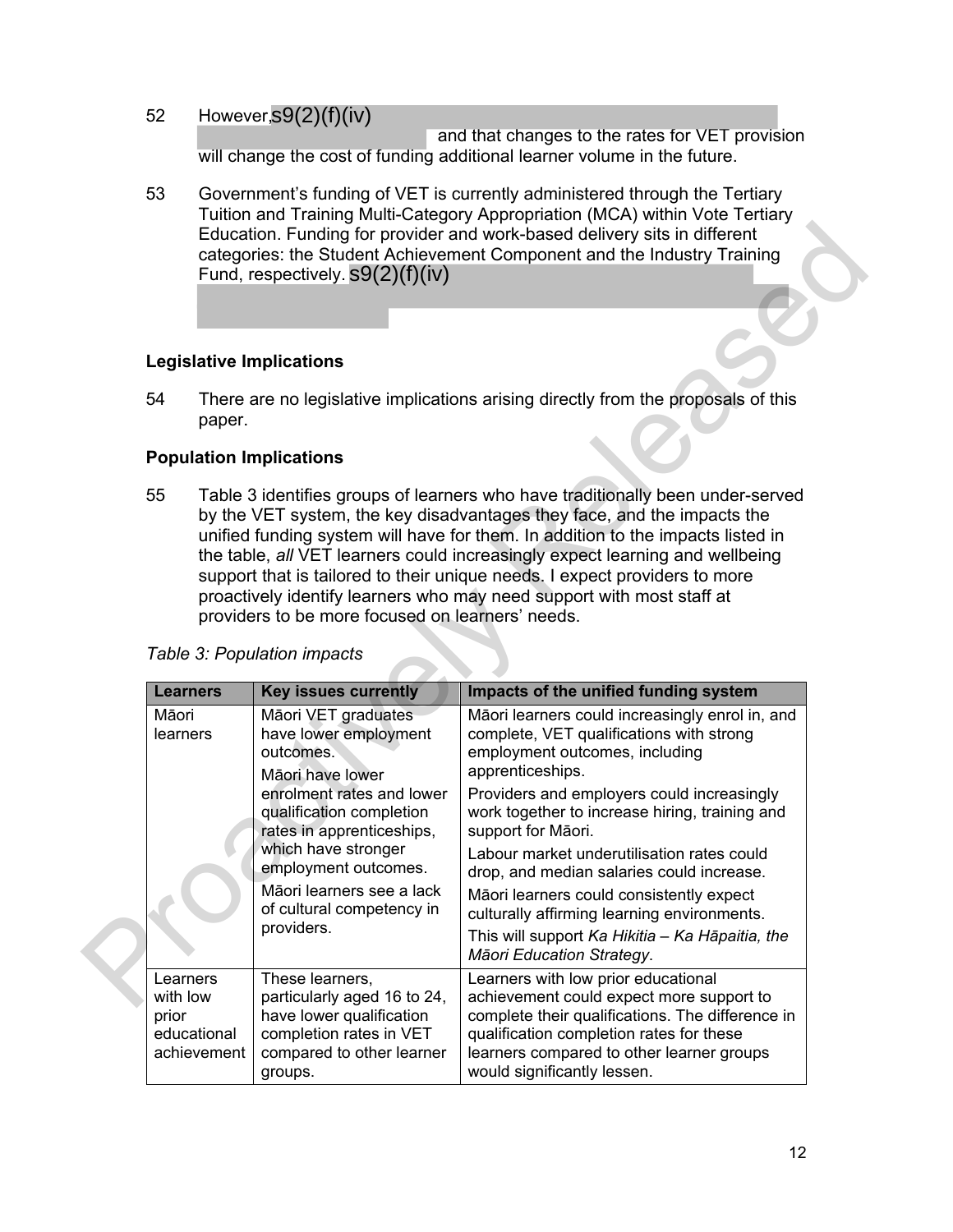52 However, s9(2)(f)(iv) and that changes to the rates for VET provision will change the cost of funding additional learner volume in the future.

53 Government's funding of VET is currently administered through the Tertiary Tuition and Training Multi-Category Appropriation (MCA) within Vote Tertiary Education. Funding for provider and work-based delivery sits in different categories: the Student Achievement Component and the Industry Training Fund, respectively. s9(2)(f)(iv)

### Legislative Implications

54 There are no legislative implications arising directly from the proposals of this paper.

### Population Implications

55 Table 3 identifies groups of learners who have traditionally been under-served by the VET system, the key disadvantages they face, and the impacts the unified funding system will have for them. In addition to the impacts listed in the table, *all* VET learners could increasingly expect learning and wellbeing support that is tailored to their unique needs. I expect providers to more proactively identify learners who may need support with most staff at providers to be more focused on learners' needs.

*Table 3: Population impacts*

| Learners | Key issues currently | Impacts of the unified funding system |
|---|---|---|
| Māori learners | Māori VET graduates have lower employment outcomes.<br>Māori have lower enrolment rates and lower qualification completion rates in apprenticeships, which have stronger employment outcomes.<br>Māori learners see a lack of cultural competency in providers. | Māori learners could increasingly enrol in, and complete, VET qualifications with strong employment outcomes, including apprenticeships.<br>Providers and employers could increasingly work together to increase hiring, training and support for Māori.<br>Labour market underutilisation rates could drop, and median salaries could increase.<br>Māori learners could consistently expect culturally affirming learning environments.<br>This will support *Ka Hikitia – Ka Hāpaitia, the Māori Education Strategy*. |
| Learners with low prior educational achievement | These learners, particularly aged 16 to 24, have lower qualification completion rates in VET compared to other learner groups. | Learners with low prior educational achievement could expect more support to complete their qualifications. The difference in qualification completion rates for these learners compared to other learner groups would significantly lessen. |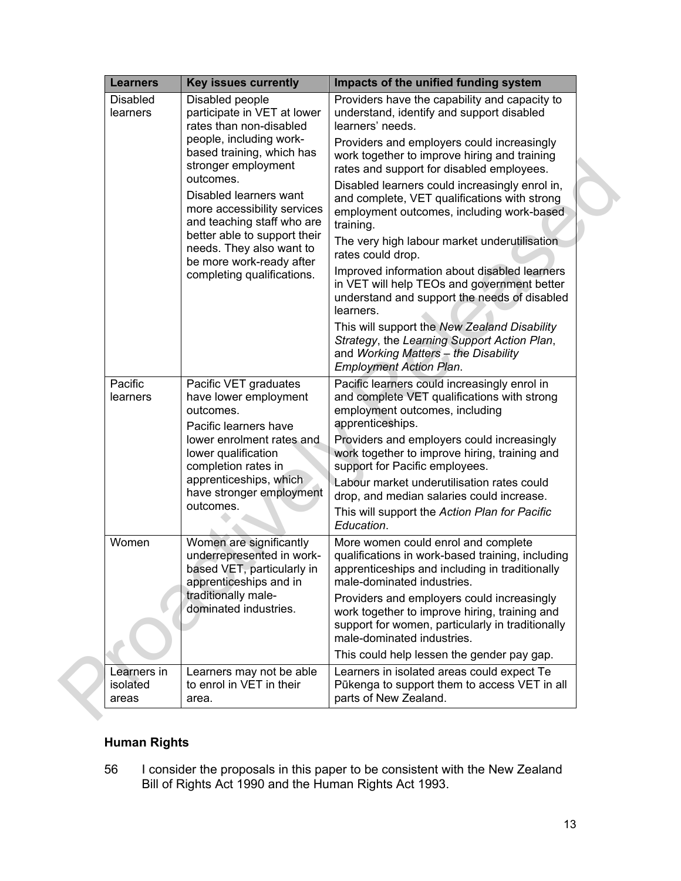| Learners | Key issues currently | Impacts of the unified funding system |
|---|---|---|
| Disabled learners | Disabled people participate in VET at lower rates than non-disabled people, including work-based training, which has stronger employment outcomes.<br><br>Disabled learners want more accessibility services and teaching staff who are better able to support their needs. They also want to be more work-ready after completing qualifications. | Providers have the capability and capacity to understand, identify and support disabled learners' needs.<br><br>Providers and employers could increasingly work together to improve hiring and training rates and support for disabled employees.<br><br>Disabled learners could increasingly enrol in, and complete, VET qualifications with strong employment outcomes, including work-based training.<br><br>The very high labour market underutilisation rates could drop.<br><br>Improved information about disabled learners in VET will help TEOs and government better understand and support the needs of disabled learners.<br><br>This will support the *New Zealand Disability Strategy*, the *Learning Support Action Plan*, and *Working Matters – the Disability Employment Action Plan*. |
| Pacific learners | Pacific VET graduates have lower employment outcomes.<br><br>Pacific learners have lower enrolment rates and lower qualification completion rates in apprenticeships, which have stronger employment outcomes. | Pacific learners could increasingly enrol in and complete VET qualifications with strong employment outcomes, including apprenticeships.<br><br>Providers and employers could increasingly work together to improve hiring, training and support for Pacific employees.<br><br>Labour market underutilisation rates could drop, and median salaries could increase.<br><br>This will support the *Action Plan for Pacific Education*. |
| Women | Women are significantly underrepresented in work-based VET, particularly in apprenticeships and in traditionally male-dominated industries. | More women could enrol and complete qualifications in work-based training, including apprenticeships and including in traditionally male-dominated industries.<br><br>Providers and employers could increasingly work together to improve hiring, training and support for women, particularly in traditionally male-dominated industries.<br><br>This could help lessen the gender pay gap. |
| Learners in isolated areas | Learners may not be able to enrol in VET in their area. | Learners in isolated areas could expect Te Pūkenga to support them to access VET in all parts of New Zealand. |

## Human Rights

56 I consider the proposals in this paper to be consistent with the New Zealand Bill of Rights Act 1990 and the Human Rights Act 1993.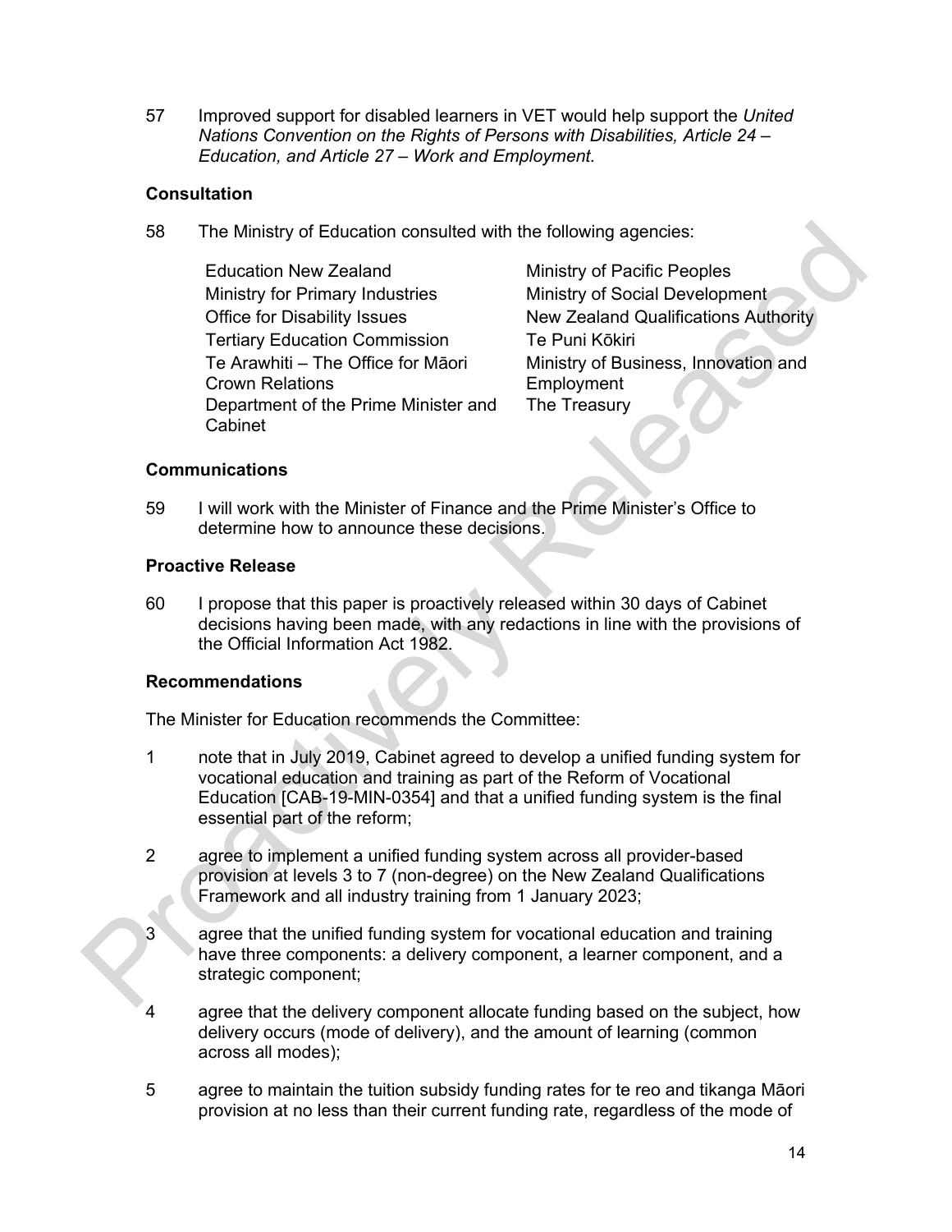57 Improved support for disabled learners in VET would help support the *United Nations Convention on the Rights of Persons with Disabilities, Article 24 – Education, and Article 27 – Work and Employment.*

### Consultation

58 The Ministry of Education consulted with the following agencies:

- Education New Zealand
- Ministry for Primary Industries
- Office for Disability Issues
- Tertiary Education Commission
- Te Arawhiti – The Office for Māori Crown Relations
- Department of the Prime Minister and Cabinet
- Ministry of Pacific Peoples
- Ministry of Social Development
- New Zealand Qualifications Authority
- Te Puni Kōkiri
- Ministry of Business, Innovation and Employment
- The Treasury

### Communications

59 I will work with the Minister of Finance and the Prime Minister's Office to determine how to announce these decisions.

### Proactive Release

60 I propose that this paper is proactively released within 30 days of Cabinet decisions having been made, with any redactions in line with the provisions of the Official Information Act 1982.

### Recommendations

The Minister for Education recommends the Committee:

1 note that in July 2019, Cabinet agreed to develop a unified funding system for vocational education and training as part of the Reform of Vocational Education [CAB-19-MIN-0354] and that a unified funding system is the final essential part of the reform;

2 agree to implement a unified funding system across all provider-based provision at levels 3 to 7 (non-degree) on the New Zealand Qualifications Framework and all industry training from 1 January 2023;

3 agree that the unified funding system for vocational education and training have three components: a delivery component, a learner component, and a strategic component;

4 agree that the delivery component allocate funding based on the subject, how delivery occurs (mode of delivery), and the amount of learning (common across all modes);

5 agree to maintain the tuition subsidy funding rates for te reo and tikanga Māori provision at no less than their current funding rate, regardless of the mode of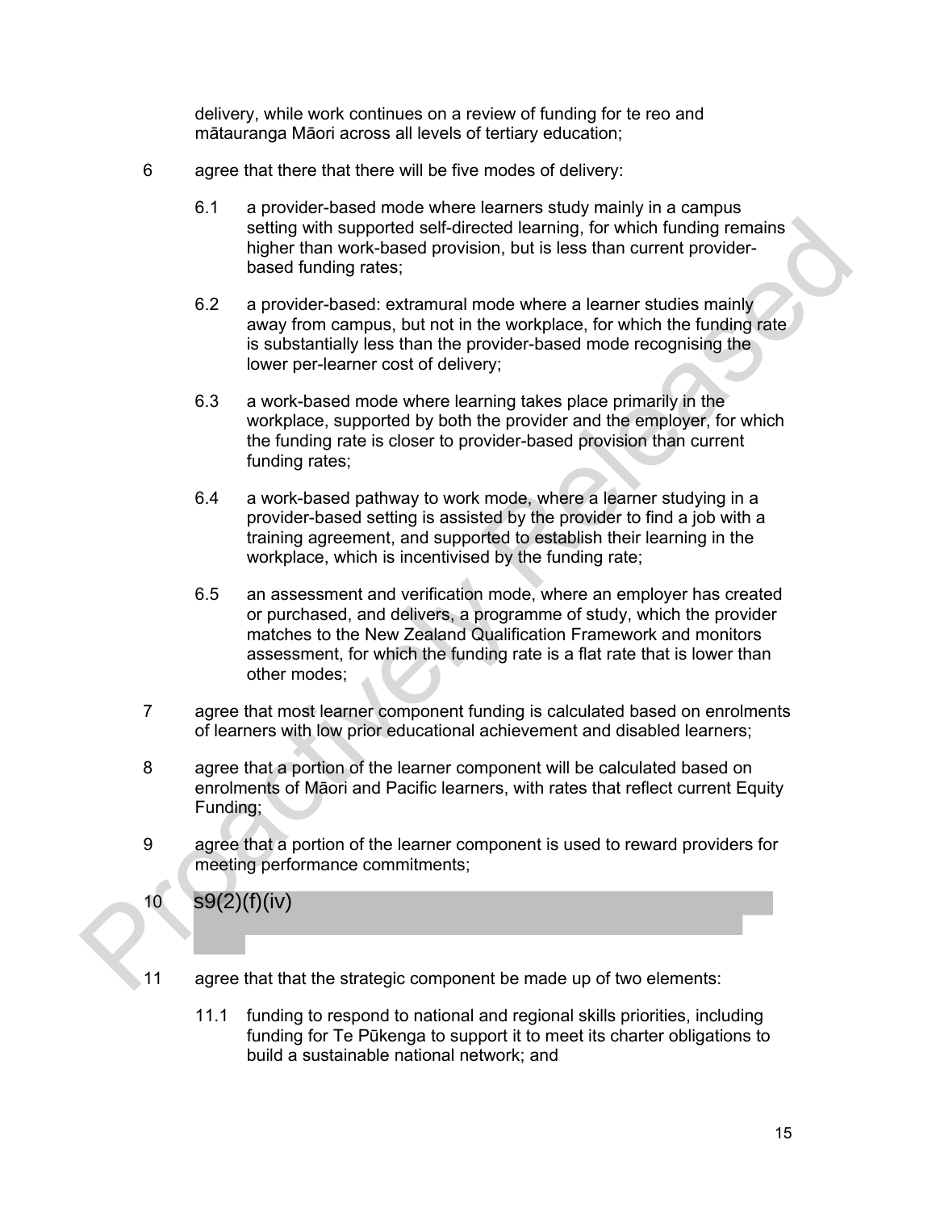delivery, while work continues on a review of funding for te reo and mātauranga Māori across all levels of tertiary education;

6 agree that there that there will be five modes of delivery:

   6.1 a provider-based mode where learners study mainly in a campus setting with supported self-directed learning, for which funding remains higher than work-based provision, but is less than current provider-based funding rates;

   6.2 a provider-based: extramural mode where a learner studies mainly away from campus, but not in the workplace, for which the funding rate is substantially less than the provider-based mode recognising the lower per-learner cost of delivery;

   6.3 a work-based mode where learning takes place primarily in the workplace, supported by both the provider and the employer, for which the funding rate is closer to provider-based provision than current funding rates;

   6.4 a work-based pathway to work mode, where a learner studying in a provider-based setting is assisted by the provider to find a job with a training agreement, and supported to establish their learning in the workplace, which is incentivised by the funding rate;

   6.5 an assessment and verification mode, where an employer has created or purchased, and delivers, a programme of study, which the provider matches to the New Zealand Qualification Framework and monitors assessment, for which the funding rate is a flat rate that is lower than other modes;

7 agree that most learner component funding is calculated based on enrolments of learners with low prior educational achievement and disabled learners;

8 agree that a portion of the learner component will be calculated based on enrolments of Māori and Pacific learners, with rates that reflect current Equity Funding;

9 agree that a portion of the learner component is used to reward providers for meeting performance commitments;

10 s9(2)(f)(iv)

11 agree that that the strategic component be made up of two elements:

   11.1 funding to respond to national and regional skills priorities, including funding for Te Pūkenga to support it to meet its charter obligations to build a sustainable national network; and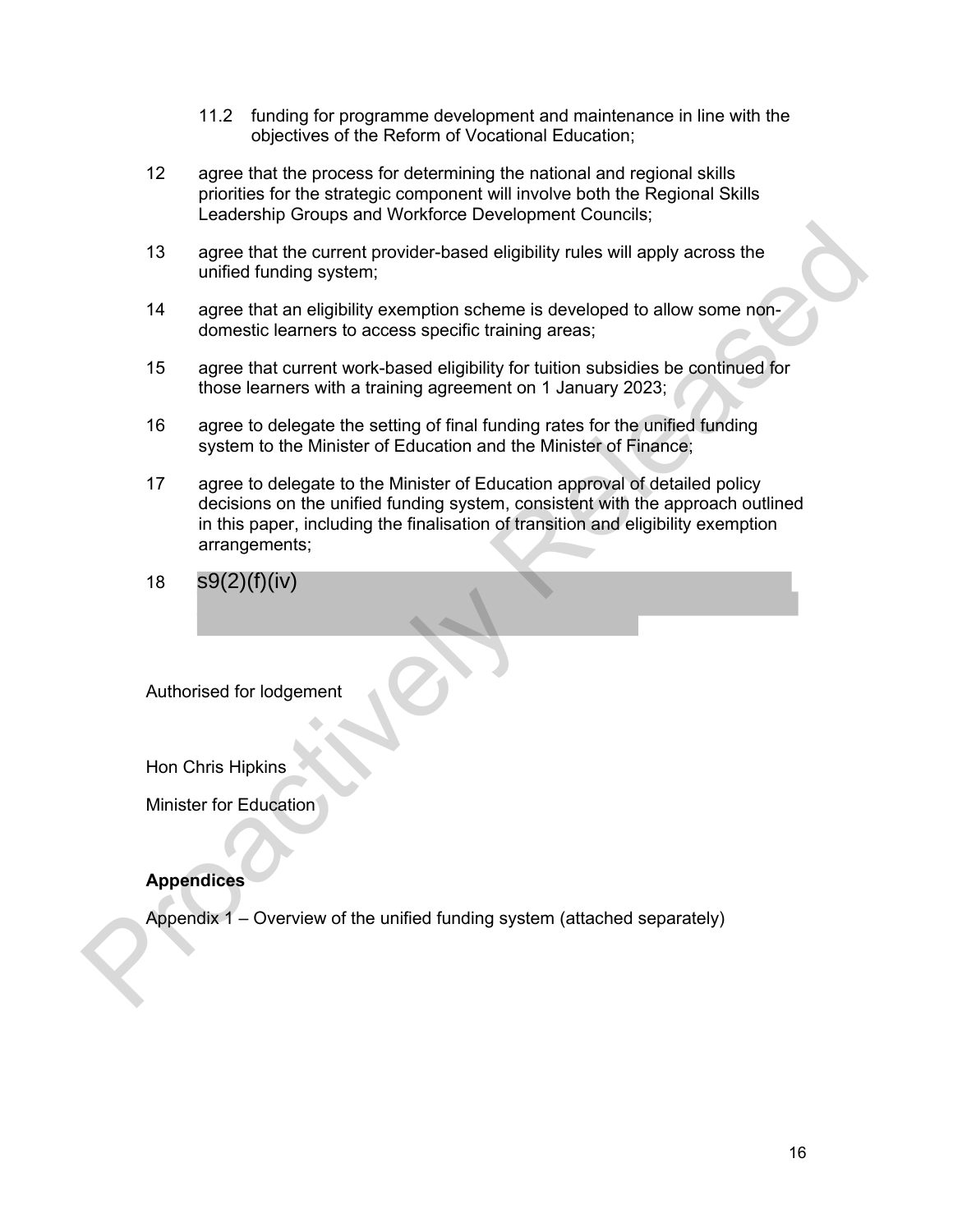11.2 funding for programme development and maintenance in line with the objectives of the Reform of Vocational Education;

12 agree that the process for determining the national and regional skills priorities for the strategic component will involve both the Regional Skills Leadership Groups and Workforce Development Councils;

13 agree that the current provider-based eligibility rules will apply across the unified funding system;

14 agree that an eligibility exemption scheme is developed to allow some non-domestic learners to access specific training areas;

15 agree that current work-based eligibility for tuition subsidies be continued for those learners with a training agreement on 1 January 2023;

16 agree to delegate the setting of final funding rates for the unified funding system to the Minister of Education and the Minister of Finance;

17 agree to delegate to the Minister of Education approval of detailed policy decisions on the unified funding system, consistent with the approach outlined in this paper, including the finalisation of transition and eligibility exemption arrangements;

18 s9(2)(f)(iv)

Authorised for lodgement

Hon Chris Hipkins

Minister for Education

**Appendices**

Appendix 1 – Overview of the unified funding system (attached separately)